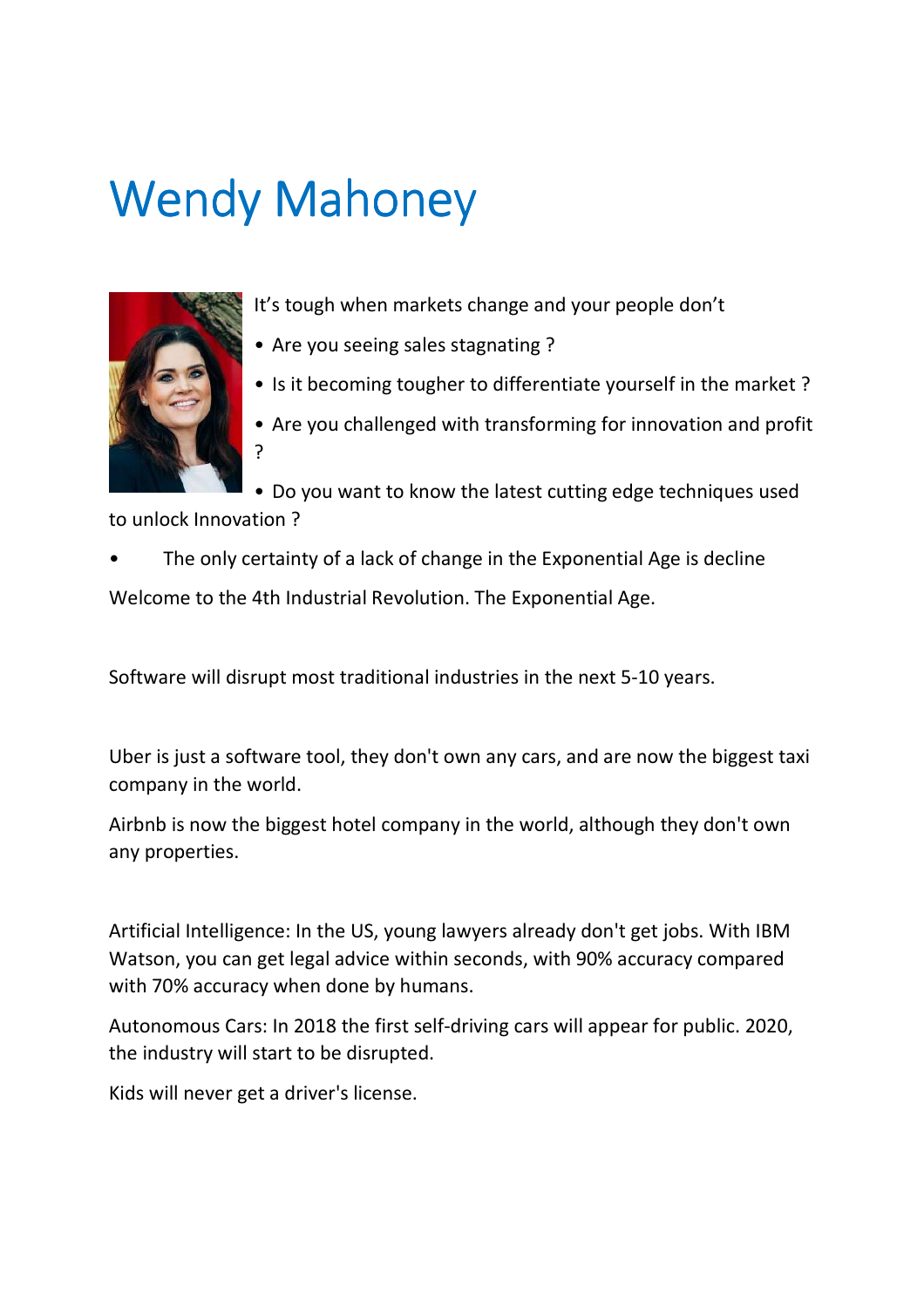# Wendy Mahoney

It's tough when markets change and your people don't

- Are you seeing sales stagnating ?
- Is it becoming tougher to differentiate yourself in the market ?
- Are you challenged with transforming for innovation and profit ?
- Do you want to know the latest cutting edge techniques used to unlock Innovation ?
- The only certainty of a lack of change in the Exponential Age is decline

Welcome to the 4th Industrial Revolution. The Exponential Age.

Software will disrupt most traditional industries in the next 5-10 years.

Uber is just a software tool, they don't own any cars, and are now the biggest taxi company in the world.

Airbnb is now the biggest hotel company in the world, although they don't own any properties.

Artificial Intelligence: In the US, young lawyers already don't get jobs. With IBM Watson, you can get legal advice within seconds, with 90% accuracy compared with 70% accuracy when done by humans.

Autonomous Cars: In 2018 the first self-driving cars will appear for public. 2020, the industry will start to be disrupted.

Kids will never get a driver's license.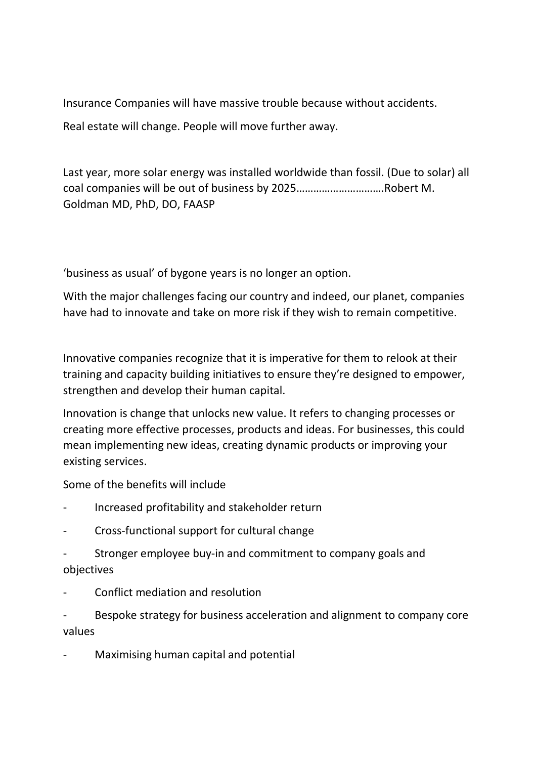Insurance Companies will have massive trouble because without accidents.

Real estate will change. People will move further away.

Last year, more solar energy was installed worldwide than fossil. (Due to solar) all coal companies will be out of business by 2025…………………………Robert M. Goldman MD, PhD, DO, FAASP

'business as usual' of bygone years is no longer an option.

With the major challenges facing our country and indeed, our planet, companies have had to innovate and take on more risk if they wish to remain competitive.

Innovative companies recognize that it is imperative for them to relook at their training and capacity building initiatives to ensure they're designed to empower, strengthen and develop their human capital.

Innovation is change that unlocks new value. It refers to changing processes or creating more effective processes, products and ideas. For businesses, this could mean implementing new ideas, creating dynamic products or improving your existing services.

Some of the benefits will include

- Increased profitability and stakeholder return
- Cross-functional support for cultural change
- Stronger employee buy-in and commitment to company goals and objectives
- Conflict mediation and resolution
- Bespoke strategy for business acceleration and alignment to company core values
- Maximising human capital and potential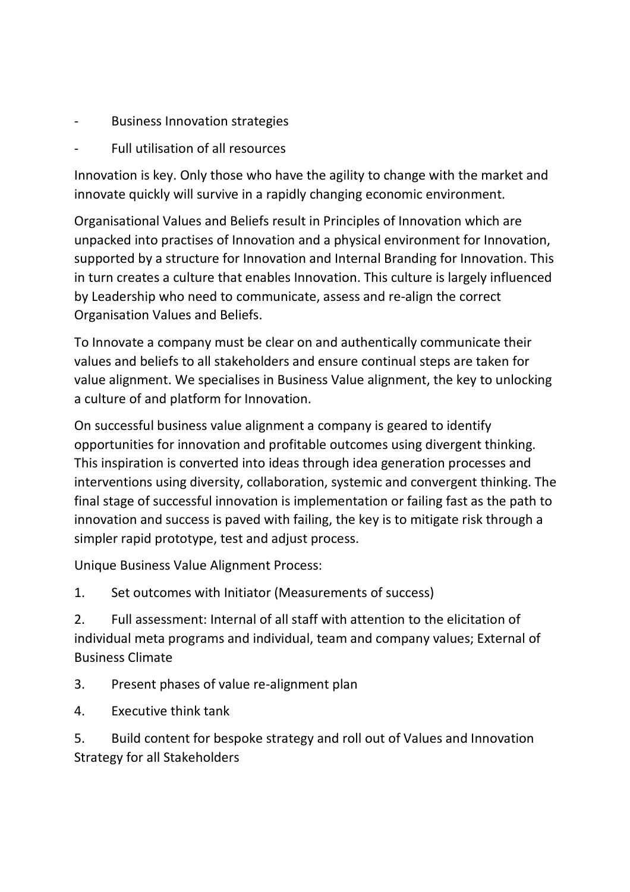- Business Innovation strategies
- Full utilisation of all resources

Innovation is key. Only those who have the agility to change with the market and innovate quickly will survive in a rapidly changing economic environment.

Organisational Values and Beliefs result in Principles of Innovation which are unpacked into practises of Innovation and a physical environment for Innovation, supported by a structure for Innovation and Internal Branding for Innovation. This in turn creates a culture that enables Innovation. This culture is largely influenced by Leadership who need to communicate, assess and re-align the correct Organisation Values and Beliefs.

To Innovate a company must be clear on and authentically communicate their values and beliefs to all stakeholders and ensure continual steps are taken for value alignment. We specialises in Business Value alignment, the key to unlocking a culture of and platform for Innovation.

On successful business value alignment a company is geared to identify opportunities for innovation and profitable outcomes using divergent thinking. This inspiration is converted into ideas through idea generation processes and interventions using diversity, collaboration, systemic and convergent thinking. The final stage of successful innovation is implementation or failing fast as the path to innovation and success is paved with failing, the key is to mitigate risk through a simpler rapid prototype, test and adjust process.

Unique Business Value Alignment Process:

1. Set outcomes with Initiator (Measurements of success)
2. Full assessment: Internal of all staff with attention to the elicitation of individual meta programs and individual, team and company values; External of Business Climate
3. Present phases of value re-alignment plan
4. Executive think tank
5. Build content for bespoke strategy and roll out of Values and Innovation Strategy for all Stakeholders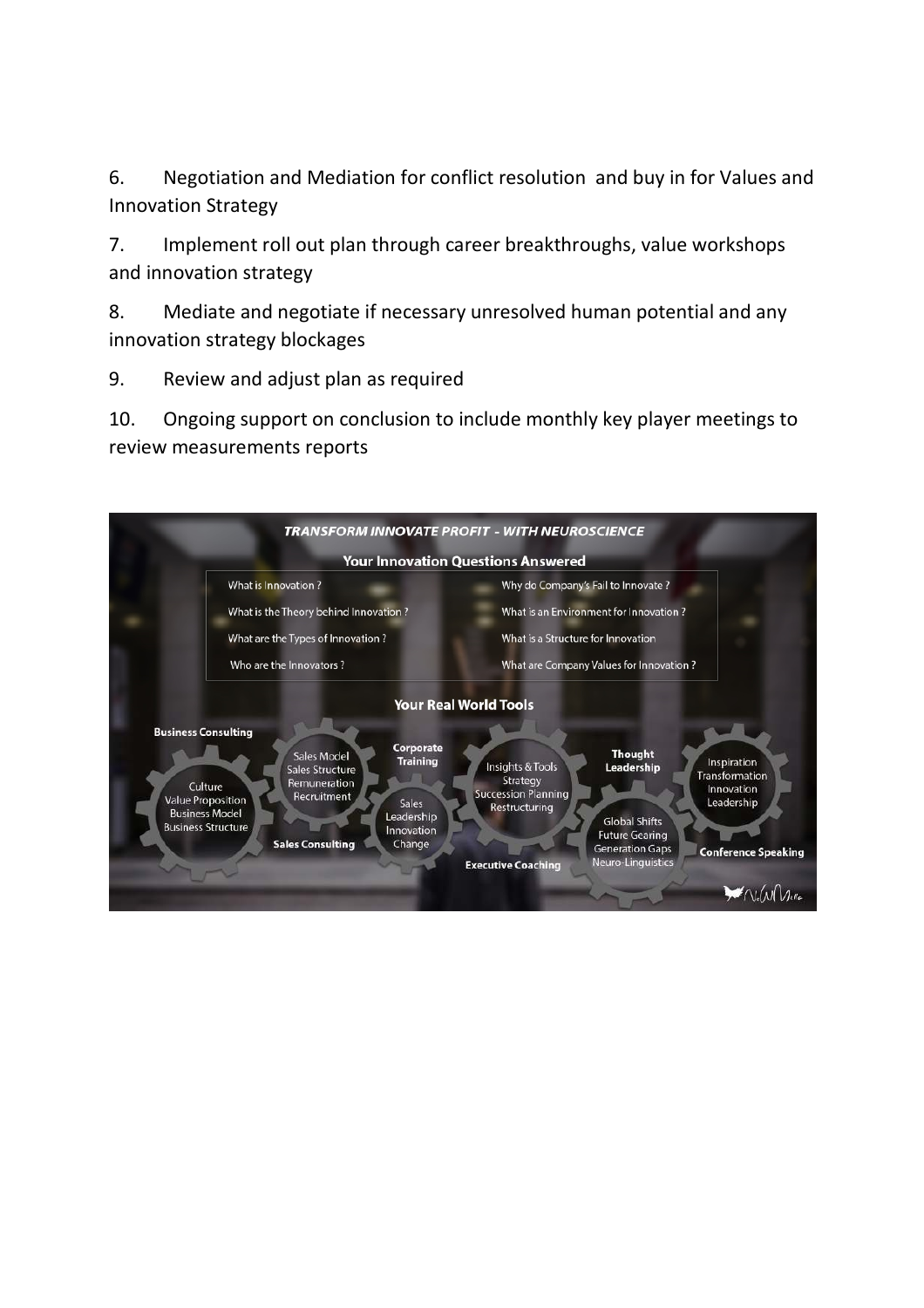6. Negotiation and Mediation for conflict resolution and buy in for Values and Innovation Strategy

7. Implement roll out plan through career breakthroughs, value workshops and innovation strategy

8. Mediate and negotiate if necessary unresolved human potential and any innovation strategy blockages

9. Review and adjust plan as required

10. Ongoing support on conclusion to include monthly key player meetings to review measurements reports

***TRANSFORM INNOVATE PROFIT - WITH NEUROSCIENCE***

**Your Innovation Questions Answered**

| | |
|---|---|
| What is Innovation ? | Why do Company's Fail to Innovate ? |
| What is the Theory behind Innovation ? | What is an Environment for Innovation ? |
| What are the Types of Innovation ? | What is a Structure for Innovation |
| Who are the Innovators ? | What are Company Values for Innovation ? |

**Your Real World Tools**

**Business Consulting**: Culture, Value Proposition, Business Model, Business Structure

**Sales Consulting**: Sales Model, Sales Structure, Remuneration, Recruitment

**Corporate Training**: Sales, Leadership, Innovation, Change

**Executive Coaching**: Insights & Tools, Strategy, Succession Planning, Restructuring

**Thought Leadership**: Global Shifts, Future Gearing, Generation Gaps, Neuro-Linguistics

**Conference Speaking**: Inspiration, Transformation, Innovation, Leadership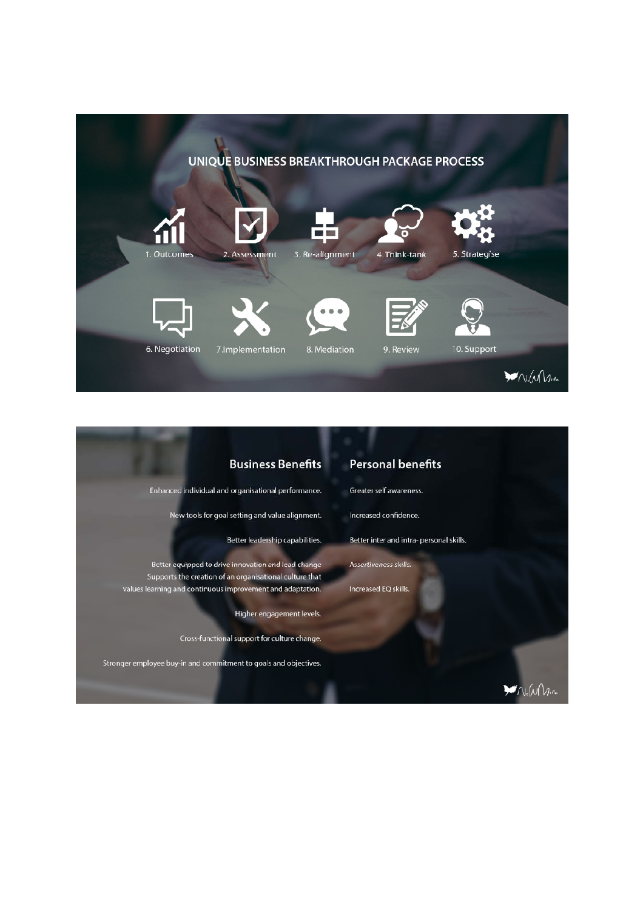## UNIQUE BUSINESS BREAKTHROUGH PACKAGE PROCESS

1. Outcomes
2. Assessment
3. Re-alignment
4. Think-tank
5. Strategise
6. Negotiation
7. Implementation
8. Mediation
9. Review
10. Support

## Business Benefits

Enhanced individual and organisational performance.

New tools for goal setting and value alignment.

Better leadership capabilities.

Better equipped to drive innovation and lead change
Supports the creation of an organisational culture that values learning and continuous improvement and adaptation.

Higher engagement levels.

Cross-functional support for culture change.

Stronger employee buy-in and commitment to goals and objectives.

## Personal benefits

Greater self awareness.

Increased confidence.

Better inter and intra- personal skills.

*Assertiveness skills.*

Increased EQ skills.